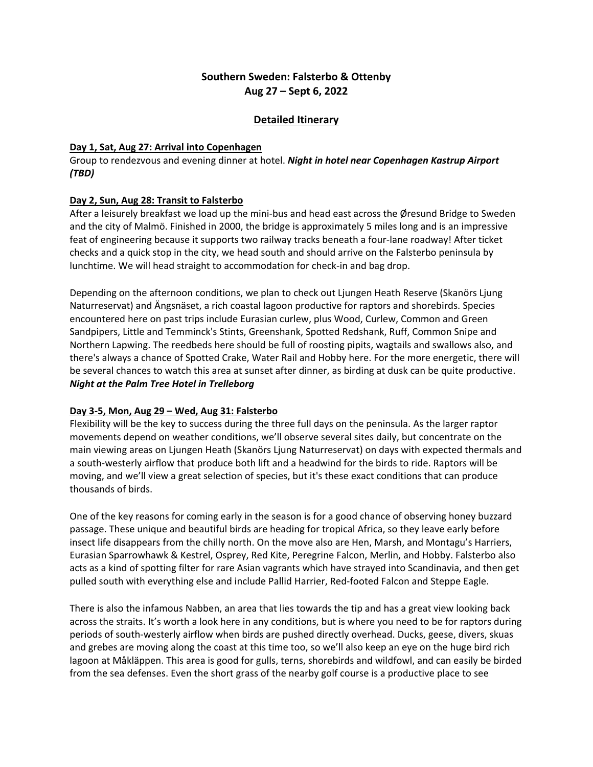# Southern Sweden: Falsterbo & Ottenby
# Aug 27 – Sept 6, 2022

## Detailed Itinerary

### Day 1, Sat, Aug 27: Arrival into Copenhagen

Group to rendezvous and evening dinner at hotel. ***Night in hotel near Copenhagen Kastrup Airport (TBD)***

### Day 2, Sun, Aug 28: Transit to Falsterbo

After a leisurely breakfast we load up the mini-bus and head east across the Øresund Bridge to Sweden and the city of Malmö. Finished in 2000, the bridge is approximately 5 miles long and is an impressive feat of engineering because it supports two railway tracks beneath a four-lane roadway! After ticket checks and a quick stop in the city, we head south and should arrive on the Falsterbo peninsula by lunchtime. We will head straight to accommodation for check-in and bag drop.

Depending on the afternoon conditions, we plan to check out Ljungen Heath Reserve (Skanörs Ljung Naturreservat) and Ängsnäset, a rich coastal lagoon productive for raptors and shorebirds. Species encountered here on past trips include Eurasian curlew, plus Wood, Curlew, Common and Green Sandpipers, Little and Temminck's Stints, Greenshank, Spotted Redshank, Ruff, Common Snipe and Northern Lapwing. The reedbeds here should be full of roosting pipits, wagtails and swallows also, and there's always a chance of Spotted Crake, Water Rail and Hobby here. For the more energetic, there will be several chances to watch this area at sunset after dinner, as birding at dusk can be quite productive. ***Night at the Palm Tree Hotel in Trelleborg***

### Day 3-5, Mon, Aug 29 – Wed, Aug 31: Falsterbo

Flexibility will be the key to success during the three full days on the peninsula. As the larger raptor movements depend on weather conditions, we'll observe several sites daily, but concentrate on the main viewing areas on Ljungen Heath (Skanörs Ljung Naturreservat) on days with expected thermals and a south-westerly airflow that produce both lift and a headwind for the birds to ride. Raptors will be moving, and we'll view a great selection of species, but it's these exact conditions that can produce thousands of birds.

One of the key reasons for coming early in the season is for a good chance of observing honey buzzard passage. These unique and beautiful birds are heading for tropical Africa, so they leave early before insect life disappears from the chilly north. On the move also are Hen, Marsh, and Montagu's Harriers, Eurasian Sparrowhawk & Kestrel, Osprey, Red Kite, Peregrine Falcon, Merlin, and Hobby. Falsterbo also acts as a kind of spotting filter for rare Asian vagrants which have strayed into Scandinavia, and then get pulled south with everything else and include Pallid Harrier, Red-footed Falcon and Steppe Eagle.

There is also the infamous Nabben, an area that lies towards the tip and has a great view looking back across the straits. It's worth a look here in any conditions, but is where you need to be for raptors during periods of south-westerly airflow when birds are pushed directly overhead. Ducks, geese, divers, skuas and grebes are moving along the coast at this time too, so we'll also keep an eye on the huge bird rich lagoon at Måkläppen. This area is good for gulls, terns, shorebirds and wildfowl, and can easily be birded from the sea defenses. Even the short grass of the nearby golf course is a productive place to see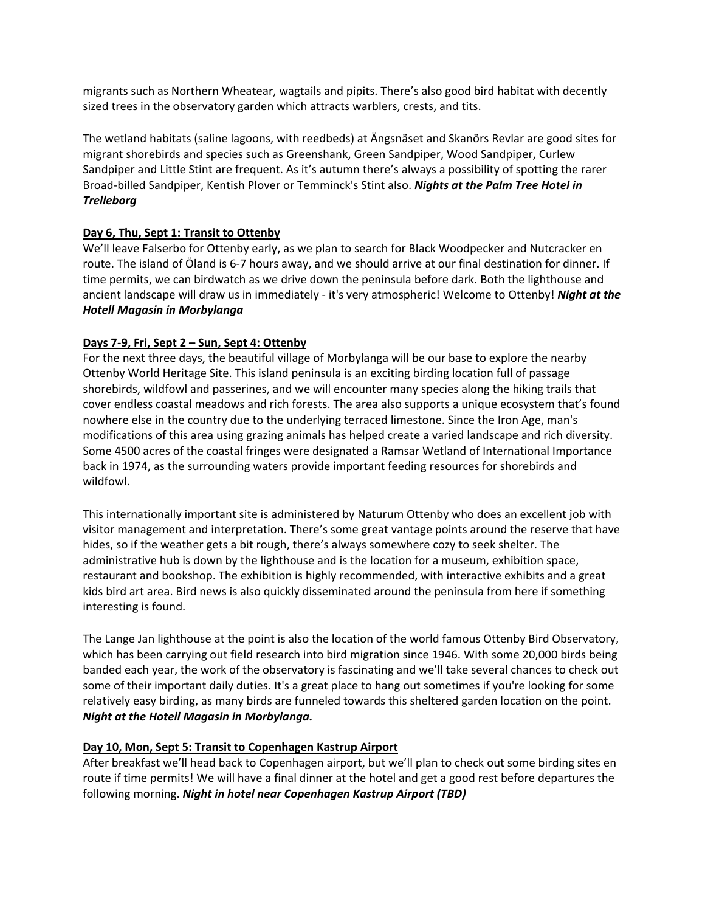migrants such as Northern Wheatear, wagtails and pipits. There's also good bird habitat with decently sized trees in the observatory garden which attracts warblers, crests, and tits.

The wetland habitats (saline lagoons, with reedbeds) at Ängsnäset and Skanörs Revlar are good sites for migrant shorebirds and species such as Greenshank, Green Sandpiper, Wood Sandpiper, Curlew Sandpiper and Little Stint are frequent. As it's autumn there's always a possibility of spotting the rarer Broad-billed Sandpiper, Kentish Plover or Temminck's Stint also. ***Nights at the Palm Tree Hotel in Trelleborg***

**Day 6, Thu, Sept 1: Transit to Ottenby**

We'll leave Falserbo for Ottenby early, as we plan to search for Black Woodpecker and Nutcracker en route. The island of Öland is 6-7 hours away, and we should arrive at our final destination for dinner. If time permits, we can birdwatch as we drive down the peninsula before dark. Both the lighthouse and ancient landscape will draw us in immediately - it's very atmospheric! Welcome to Ottenby! ***Night at the Hotell Magasin in Morbylanga***

**Days 7-9, Fri, Sept 2 – Sun, Sept 4: Ottenby**

For the next three days, the beautiful village of Morbylanga will be our base to explore the nearby Ottenby World Heritage Site. This island peninsula is an exciting birding location full of passage shorebirds, wildfowl and passerines, and we will encounter many species along the hiking trails that cover endless coastal meadows and rich forests. The area also supports a unique ecosystem that's found nowhere else in the country due to the underlying terraced limestone. Since the Iron Age, man's modifications of this area using grazing animals has helped create a varied landscape and rich diversity. Some 4500 acres of the coastal fringes were designated a Ramsar Wetland of International Importance back in 1974, as the surrounding waters provide important feeding resources for shorebirds and wildfowl.

This internationally important site is administered by Naturum Ottenby who does an excellent job with visitor management and interpretation. There's some great vantage points around the reserve that have hides, so if the weather gets a bit rough, there's always somewhere cozy to seek shelter. The administrative hub is down by the lighthouse and is the location for a museum, exhibition space, restaurant and bookshop. The exhibition is highly recommended, with interactive exhibits and a great kids bird art area. Bird news is also quickly disseminated around the peninsula from here if something interesting is found.

The Lange Jan lighthouse at the point is also the location of the world famous Ottenby Bird Observatory, which has been carrying out field research into bird migration since 1946. With some 20,000 birds being banded each year, the work of the observatory is fascinating and we'll take several chances to check out some of their important daily duties. It's a great place to hang out sometimes if you're looking for some relatively easy birding, as many birds are funneled towards this sheltered garden location on the point. ***Night at the Hotell Magasin in Morbylanga.***

**Day 10, Mon, Sept 5: Transit to Copenhagen Kastrup Airport**

After breakfast we'll head back to Copenhagen airport, but we'll plan to check out some birding sites en route if time permits! We will have a final dinner at the hotel and get a good rest before departures the following morning. ***Night in hotel near Copenhagen Kastrup Airport (TBD)***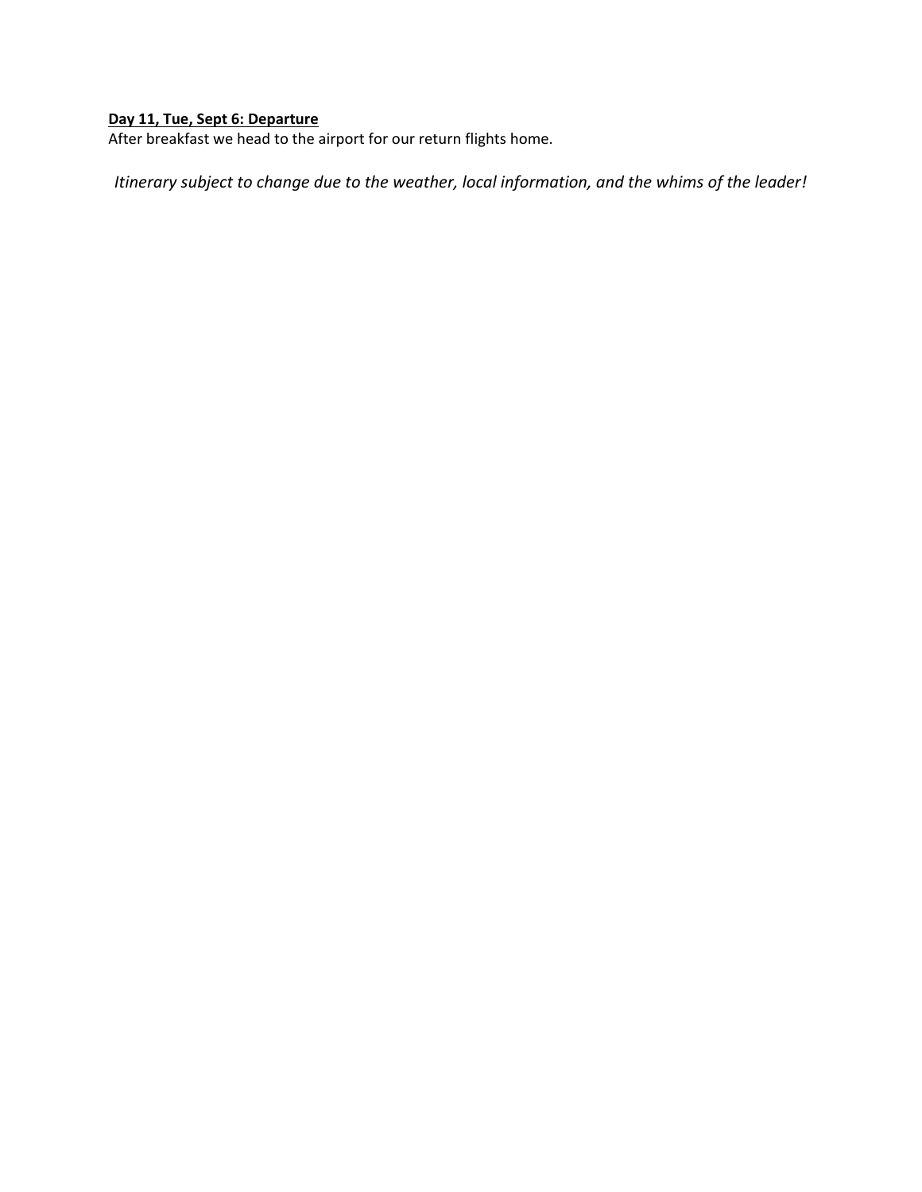**Day 11, Tue, Sept 6: Departure**

After breakfast we head to the airport for our return flights home.

*Itinerary subject to change due to the weather, local information, and the whims of the leader!*